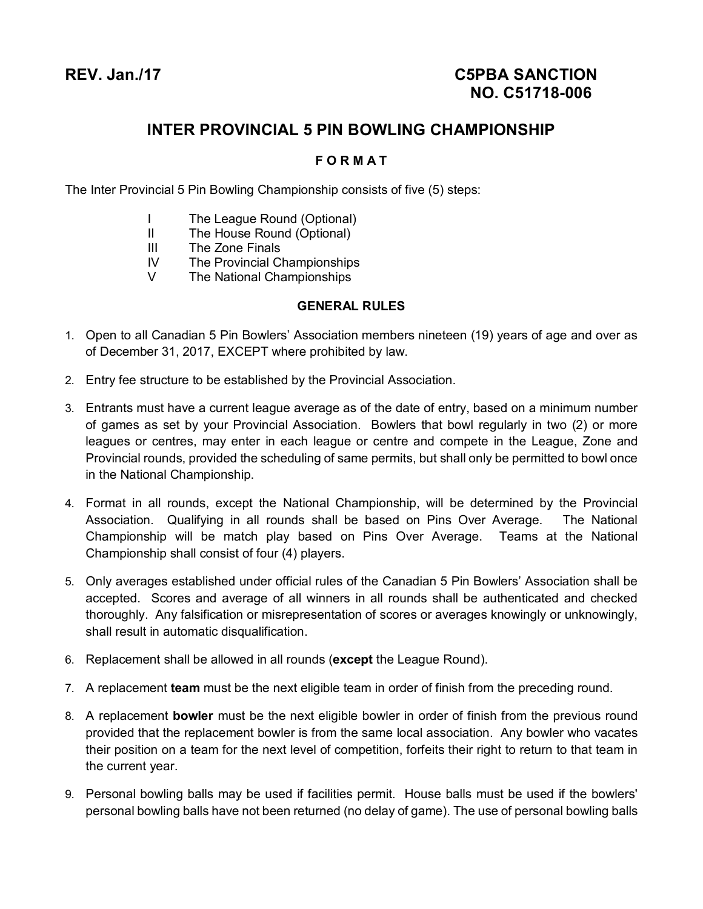**REV. Jan./17** **C5PBA SANCTION NO. C51718-006**

# INTER PROVINCIAL 5 PIN BOWLING CHAMPIONSHIP

## F O R M A T

The Inter Provincial 5 Pin Bowling Championship consists of five (5) steps:

- I The League Round (Optional)
- II The House Round (Optional)
- III The Zone Finals
- IV The Provincial Championships
- V The National Championships

## GENERAL RULES

1. Open to all Canadian 5 Pin Bowlers' Association members nineteen (19) years of age and over as of December 31, 2017, EXCEPT where prohibited by law.

2. Entry fee structure to be established by the Provincial Association.

3. Entrants must have a current league average as of the date of entry, based on a minimum number of games as set by your Provincial Association. Bowlers that bowl regularly in two (2) or more leagues or centres, may enter in each league or centre and compete in the League, Zone and Provincial rounds, provided the scheduling of same permits, but shall only be permitted to bowl once in the National Championship.

4. Format in all rounds, except the National Championship, will be determined by the Provincial Association. Qualifying in all rounds shall be based on Pins Over Average. The National Championship will be match play based on Pins Over Average. Teams at the National Championship shall consist of four (4) players.

5. Only averages established under official rules of the Canadian 5 Pin Bowlers' Association shall be accepted. Scores and average of all winners in all rounds shall be authenticated and checked thoroughly. Any falsification or misrepresentation of scores or averages knowingly or unknowingly, shall result in automatic disqualification.

6. Replacement shall be allowed in all rounds (**except** the League Round).

7. A replacement **team** must be the next eligible team in order of finish from the preceding round.

8. A replacement **bowler** must be the next eligible bowler in order of finish from the previous round provided that the replacement bowler is from the same local association. Any bowler who vacates their position on a team for the next level of competition, forfeits their right to return to that team in the current year.

9. Personal bowling balls may be used if facilities permit. House balls must be used if the bowlers' personal bowling balls have not been returned (no delay of game). The use of personal bowling balls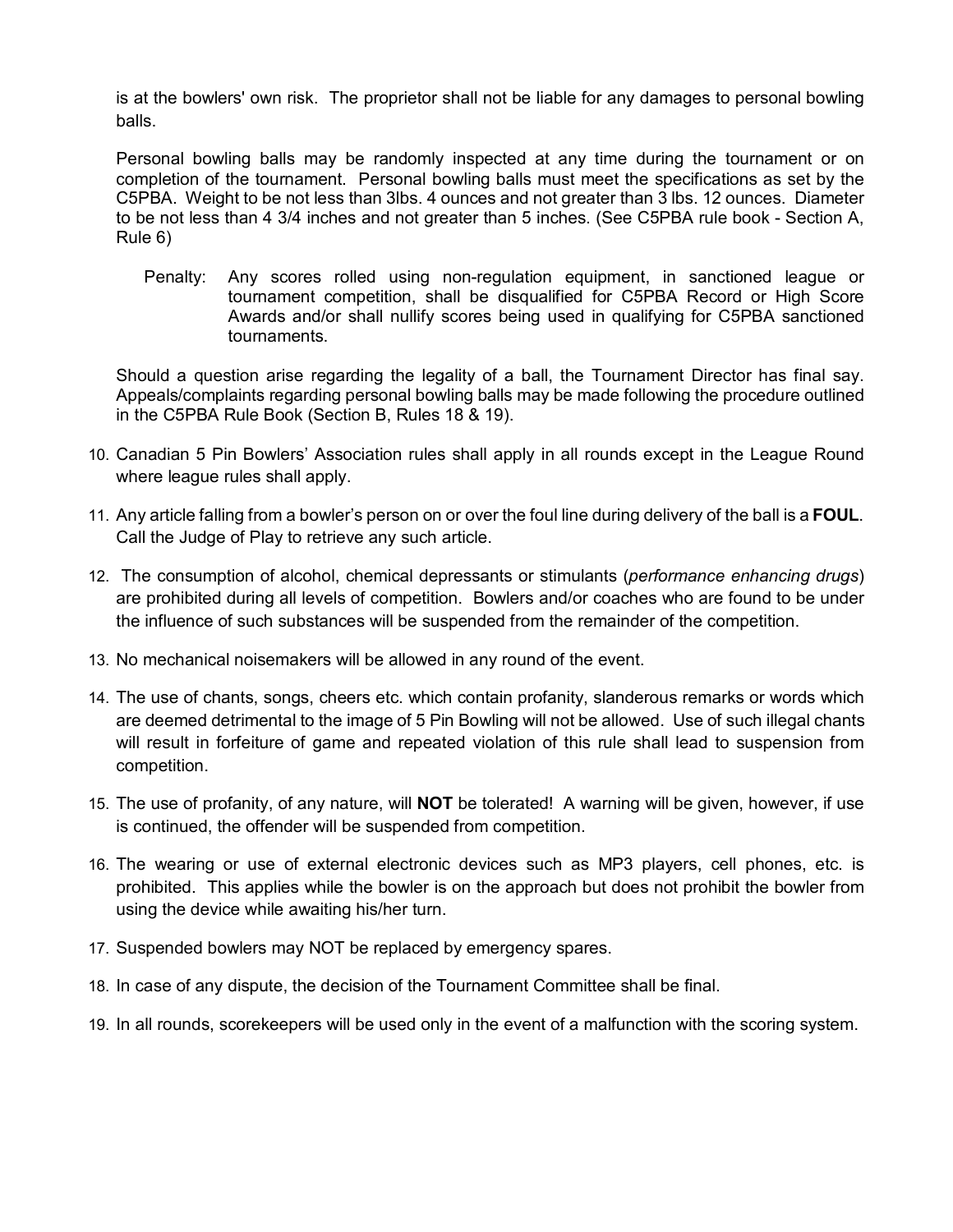is at the bowlers' own risk. The proprietor shall not be liable for any damages to personal bowling balls.

Personal bowling balls may be randomly inspected at any time during the tournament or on completion of the tournament. Personal bowling balls must meet the specifications as set by the C5PBA. Weight to be not less than 3lbs. 4 ounces and not greater than 3 lbs. 12 ounces. Diameter to be not less than 4 3/4 inches and not greater than 5 inches. (See C5PBA rule book - Section A, Rule 6)

> Penalty: Any scores rolled using non-regulation equipment, in sanctioned league or tournament competition, shall be disqualified for C5PBA Record or High Score Awards and/or shall nullify scores being used in qualifying for C5PBA sanctioned tournaments.

Should a question arise regarding the legality of a ball, the Tournament Director has final say. Appeals/complaints regarding personal bowling balls may be made following the procedure outlined in the C5PBA Rule Book (Section B, Rules 18 & 19).

10. Canadian 5 Pin Bowlers' Association rules shall apply in all rounds except in the League Round where league rules shall apply.
11. Any article falling from a bowler's person on or over the foul line during delivery of the ball is a **FOUL**. Call the Judge of Play to retrieve any such article.
12. The consumption of alcohol, chemical depressants or stimulants (*performance enhancing drugs*) are prohibited during all levels of competition. Bowlers and/or coaches who are found to be under the influence of such substances will be suspended from the remainder of the competition.
13. No mechanical noisemakers will be allowed in any round of the event.
14. The use of chants, songs, cheers etc. which contain profanity, slanderous remarks or words which are deemed detrimental to the image of 5 Pin Bowling will not be allowed. Use of such illegal chants will result in forfeiture of game and repeated violation of this rule shall lead to suspension from competition.
15. The use of profanity, of any nature, will **NOT** be tolerated! A warning will be given, however, if use is continued, the offender will be suspended from competition.
16. The wearing or use of external electronic devices such as MP3 players, cell phones, etc. is prohibited. This applies while the bowler is on the approach but does not prohibit the bowler from using the device while awaiting his/her turn.
17. Suspended bowlers may NOT be replaced by emergency spares.
18. In case of any dispute, the decision of the Tournament Committee shall be final.
19. In all rounds, scorekeepers will be used only in the event of a malfunction with the scoring system.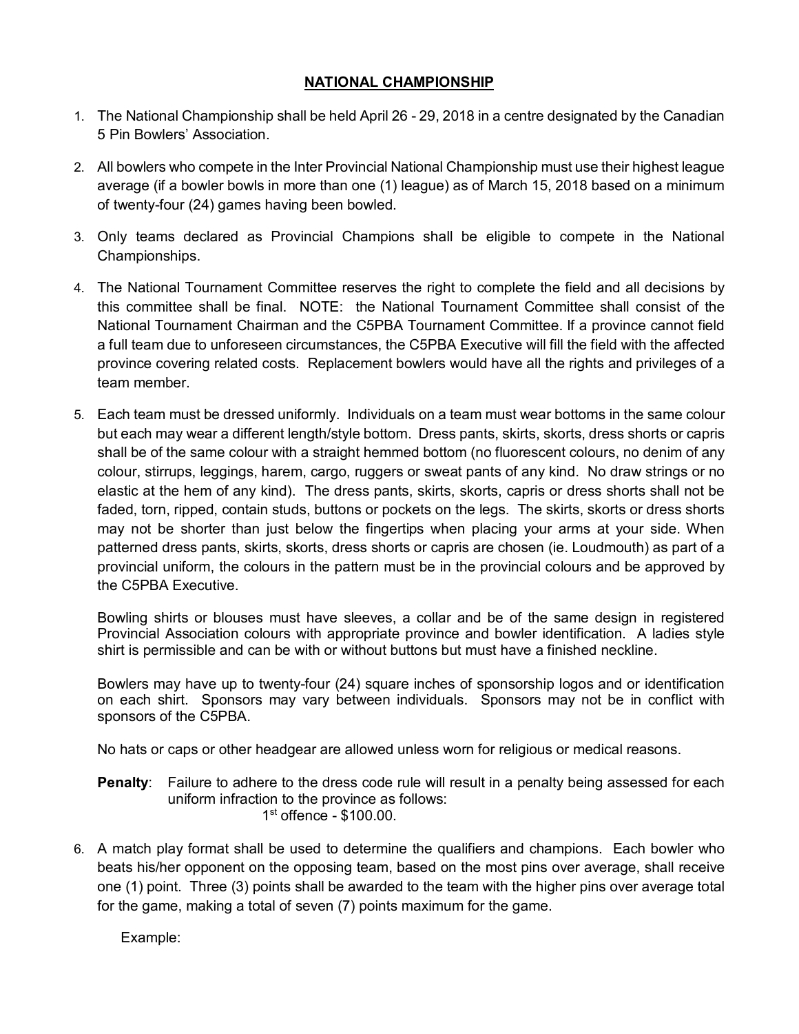# NATIONAL CHAMPIONSHIP

1. The National Championship shall be held April 26 - 29, 2018 in a centre designated by the Canadian 5 Pin Bowlers' Association.

2. All bowlers who compete in the Inter Provincial National Championship must use their highest league average (if a bowler bowls in more than one (1) league) as of March 15, 2018 based on a minimum of twenty-four (24) games having been bowled.

3. Only teams declared as Provincial Champions shall be eligible to compete in the National Championships.

4. The National Tournament Committee reserves the right to complete the field and all decisions by this committee shall be final. NOTE: the National Tournament Committee shall consist of the National Tournament Chairman and the C5PBA Tournament Committee. If a province cannot field a full team due to unforeseen circumstances, the C5PBA Executive will fill the field with the affected province covering related costs. Replacement bowlers would have all the rights and privileges of a team member.

5. Each team must be dressed uniformly. Individuals on a team must wear bottoms in the same colour but each may wear a different length/style bottom. Dress pants, skirts, skorts, dress shorts or capris shall be of the same colour with a straight hemmed bottom (no fluorescent colours, no denim of any colour, stirrups, leggings, harem, cargo, ruggers or sweat pants of any kind. No draw strings or no elastic at the hem of any kind). The dress pants, skirts, skorts, capris or dress shorts shall not be faded, torn, ripped, contain studs, buttons or pockets on the legs. The skirts, skorts or dress shorts may not be shorter than just below the fingertips when placing your arms at your side. When patterned dress pants, skirts, skorts, dress shorts or capris are chosen (ie. Loudmouth) as part of a provincial uniform, the colours in the pattern must be in the provincial colours and be approved by the C5PBA Executive.

   Bowling shirts or blouses must have sleeves, a collar and be of the same design in registered Provincial Association colours with appropriate province and bowler identification. A ladies style shirt is permissible and can be with or without buttons but must have a finished neckline.

   Bowlers may have up to twenty-four (24) square inches of sponsorship logos and or identification on each shirt. Sponsors may vary between individuals. Sponsors may not be in conflict with sponsors of the C5PBA.

   No hats or caps or other headgear are allowed unless worn for religious or medical reasons.

   **Penalty**: Failure to adhere to the dress code rule will result in a penalty being assessed for each uniform infraction to the province as follows:
   1st offence - $100.00.

6. A match play format shall be used to determine the qualifiers and champions. Each bowler who beats his/her opponent on the opposing team, based on the most pins over average, shall receive one (1) point. Three (3) points shall be awarded to the team with the higher pins over average total for the game, making a total of seven (7) points maximum for the game.

   Example: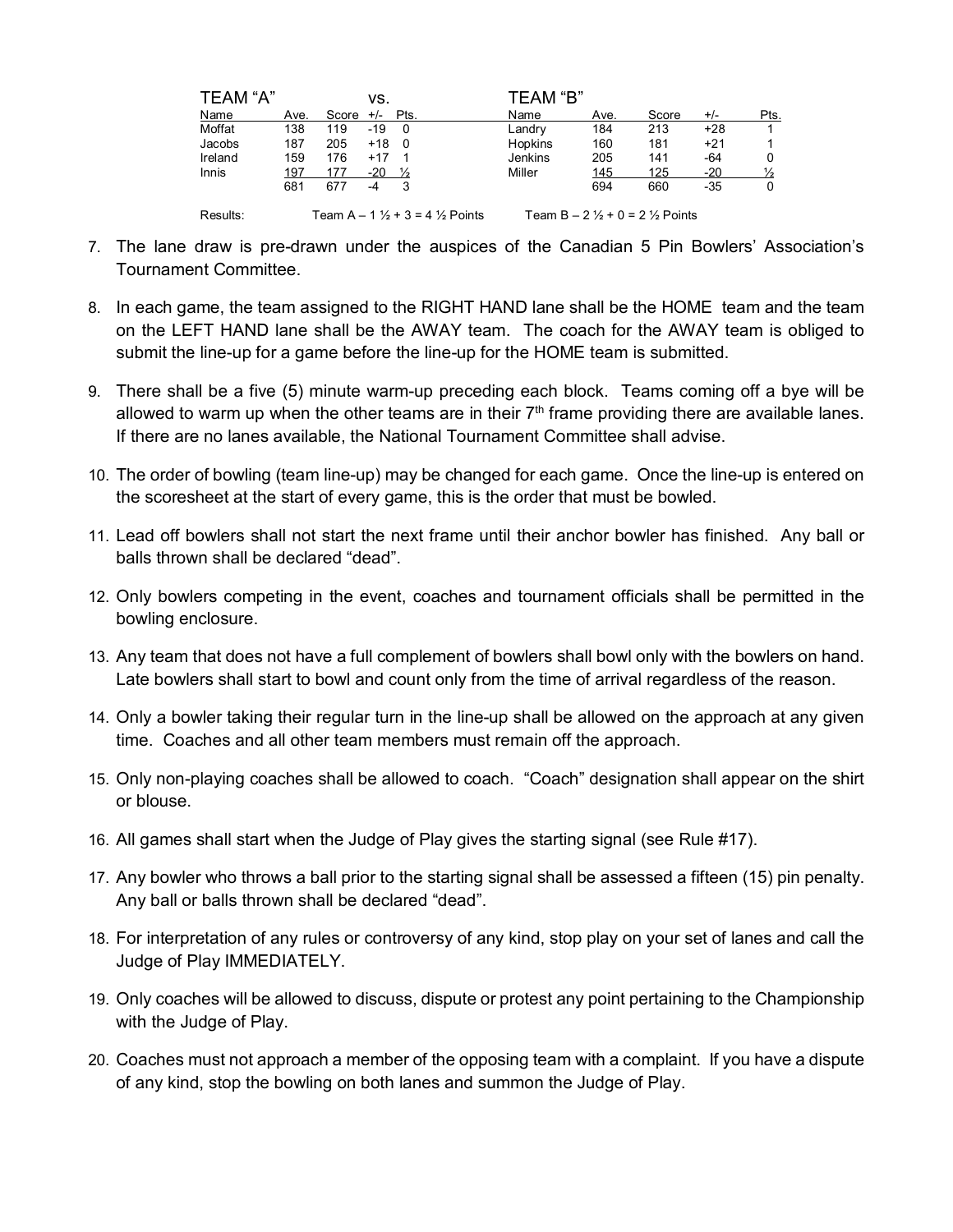| TEAM "A" | | | vs. | | TEAM "B" | | | | |
|---|---|---|---|---|---|---|---|---|---|
| Name | Ave. | Score | +/- | Pts. | Name | Ave. | Score | +/- | Pts. |
| Moffat | 138 | 119 | -19 | 0 | Landry | 184 | 213 | +28 | 1 |
| Jacobs | 187 | 205 | +18 | 0 | Hopkins | 160 | 181 | +21 | 1 |
| Ireland | 159 | 176 | +17 | 1 | Jenkins | 205 | 141 | -64 | 0 |
| Innis | 197 | 177 | -20 | ½ | Miller | 145 | 125 | -20 | ½ |
| | 681 | 677 | -4 | 3 | | 694 | 660 | -35 | 0 |

Results: Team A – 1 ½ + 3 = 4 ½ Points  Team B – 2 ½ + 0 = 2 ½ Points

7. The lane draw is pre-drawn under the auspices of the Canadian 5 Pin Bowlers' Association's Tournament Committee.
8. In each game, the team assigned to the RIGHT HAND lane shall be the HOME team and the team on the LEFT HAND lane shall be the AWAY team. The coach for the AWAY team is obliged to submit the line-up for a game before the line-up for the HOME team is submitted.
9. There shall be a five (5) minute warm-up preceding each block. Teams coming off a bye will be allowed to warm up when the other teams are in their 7th frame providing there are available lanes. If there are no lanes available, the National Tournament Committee shall advise.
10. The order of bowling (team line-up) may be changed for each game. Once the line-up is entered on the scoresheet at the start of every game, this is the order that must be bowled.
11. Lead off bowlers shall not start the next frame until their anchor bowler has finished. Any ball or balls thrown shall be declared "dead".
12. Only bowlers competing in the event, coaches and tournament officials shall be permitted in the bowling enclosure.
13. Any team that does not have a full complement of bowlers shall bowl only with the bowlers on hand. Late bowlers shall start to bowl and count only from the time of arrival regardless of the reason.
14. Only a bowler taking their regular turn in the line-up shall be allowed on the approach at any given time. Coaches and all other team members must remain off the approach.
15. Only non-playing coaches shall be allowed to coach. "Coach" designation shall appear on the shirt or blouse.
16. All games shall start when the Judge of Play gives the starting signal (see Rule #17).
17. Any bowler who throws a ball prior to the starting signal shall be assessed a fifteen (15) pin penalty. Any ball or balls thrown shall be declared "dead".
18. For interpretation of any rules or controversy of any kind, stop play on your set of lanes and call the Judge of Play IMMEDIATELY.
19. Only coaches will be allowed to discuss, dispute or protest any point pertaining to the Championship with the Judge of Play.
20. Coaches must not approach a member of the opposing team with a complaint. If you have a dispute of any kind, stop the bowling on both lanes and summon the Judge of Play.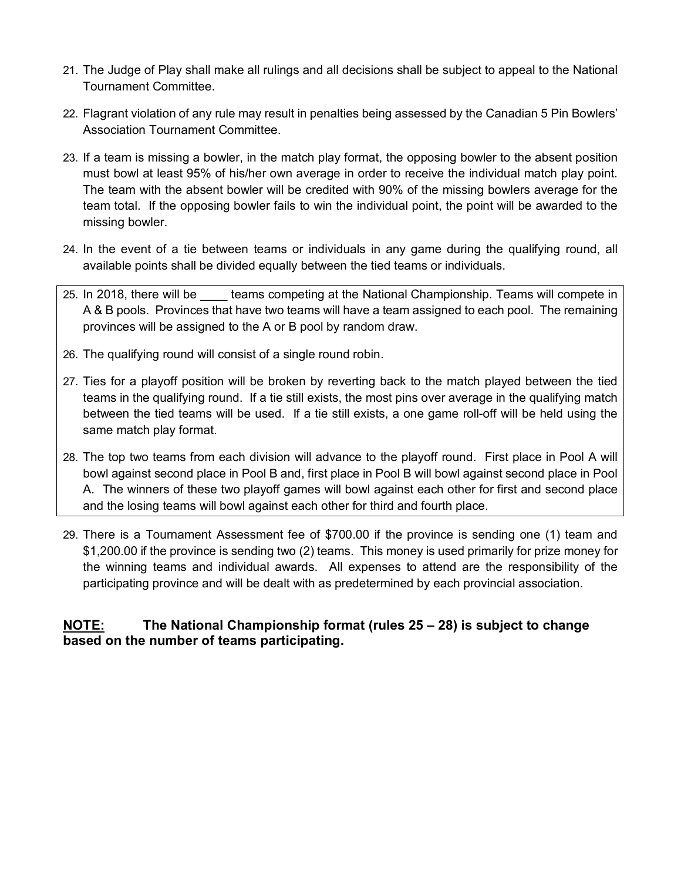21. The Judge of Play shall make all rulings and all decisions shall be subject to appeal to the National Tournament Committee.

22. Flagrant violation of any rule may result in penalties being assessed by the Canadian 5 Pin Bowlers' Association Tournament Committee.

23. If a team is missing a bowler, in the match play format, the opposing bowler to the absent position must bowl at least 95% of his/her own average in order to receive the individual match play point. The team with the absent bowler will be credited with 90% of the missing bowlers average for the team total. If the opposing bowler fails to win the individual point, the point will be awarded to the missing bowler.

24. In the event of a tie between teams or individuals in any game during the qualifying round, all available points shall be divided equally between the tied teams or individuals.

25. In 2018, there will be ____ teams competing at the National Championship. Teams will compete in A & B pools. Provinces that have two teams will have a team assigned to each pool. The remaining provinces will be assigned to the A or B pool by random draw.

26. The qualifying round will consist of a single round robin.

27. Ties for a playoff position will be broken by reverting back to the match played between the tied teams in the qualifying round. If a tie still exists, the most pins over average in the qualifying match between the tied teams will be used. If a tie still exists, a one game roll-off will be held using the same match play format.

28. The top two teams from each division will advance to the playoff round. First place in Pool A will bowl against second place in Pool B and, first place in Pool B will bowl against second place in Pool A. The winners of these two playoff games will bowl against each other for first and second place and the losing teams will bowl against each other for third and fourth place.

29. There is a Tournament Assessment fee of $700.00 if the province is sending one (1) team and $1,200.00 if the province is sending two (2) teams. This money is used primarily for prize money for the winning teams and individual awards. All expenses to attend are the responsibility of the participating province and will be dealt with as predetermined by each provincial association.

**<u>NOTE:</u> The National Championship format (rules 25 – 28) is subject to change based on the number of teams participating.**